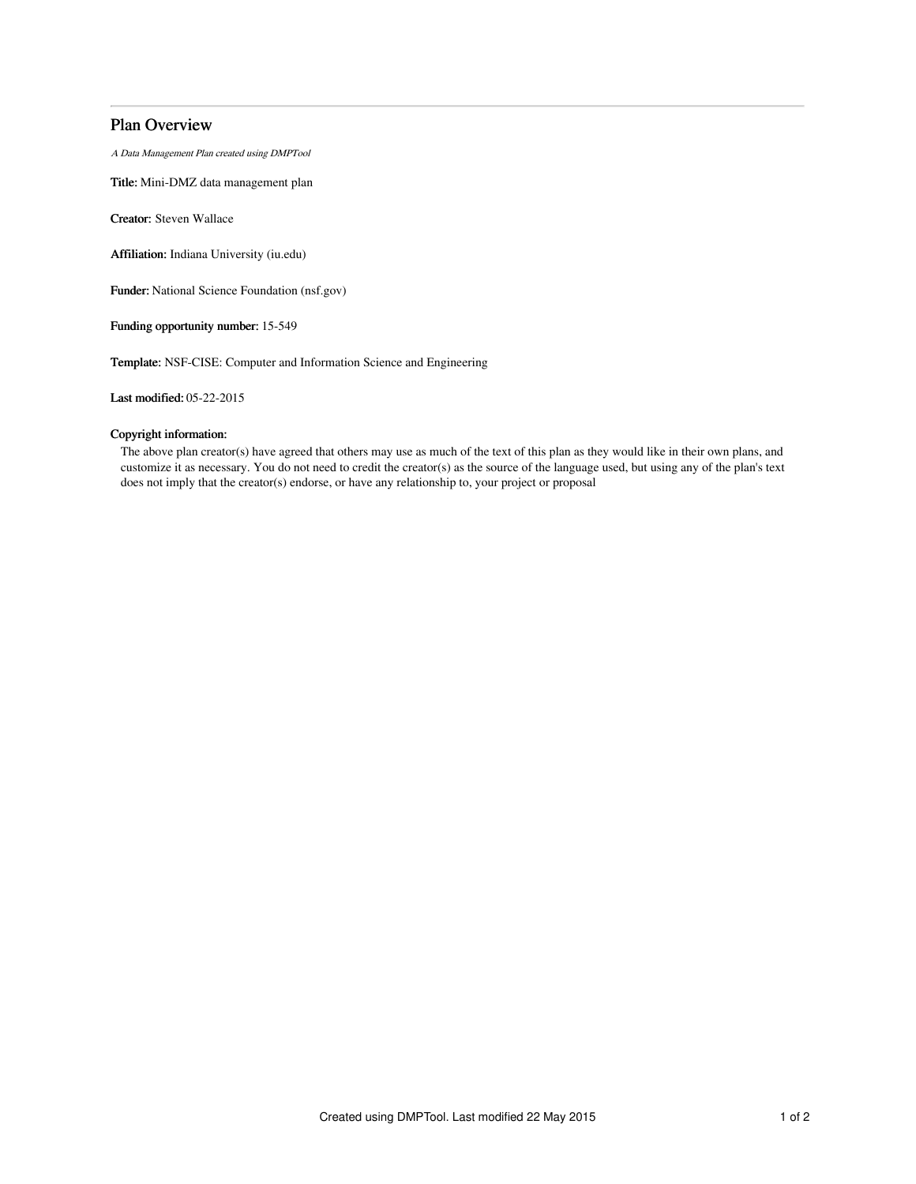# Plan Overview

*A Data Management Plan created using DMPTool*

**Title:** Mini-DMZ data management plan

**Creator:** Steven Wallace

**Affiliation:** Indiana University (iu.edu)

**Funder:** National Science Foundation (nsf.gov)

**Funding opportunity number:** 15-549

**Template:** NSF-CISE: Computer and Information Science and Engineering

**Last modified:** 05-22-2015

**Copyright information:**

The above plan creator(s) have agreed that others may use as much of the text of this plan as they would like in their own plans, and customize it as necessary. You do not need to credit the creator(s) as the source of the language used, but using any of the plan's text does not imply that the creator(s) endorse, or have any relationship to, your project or proposal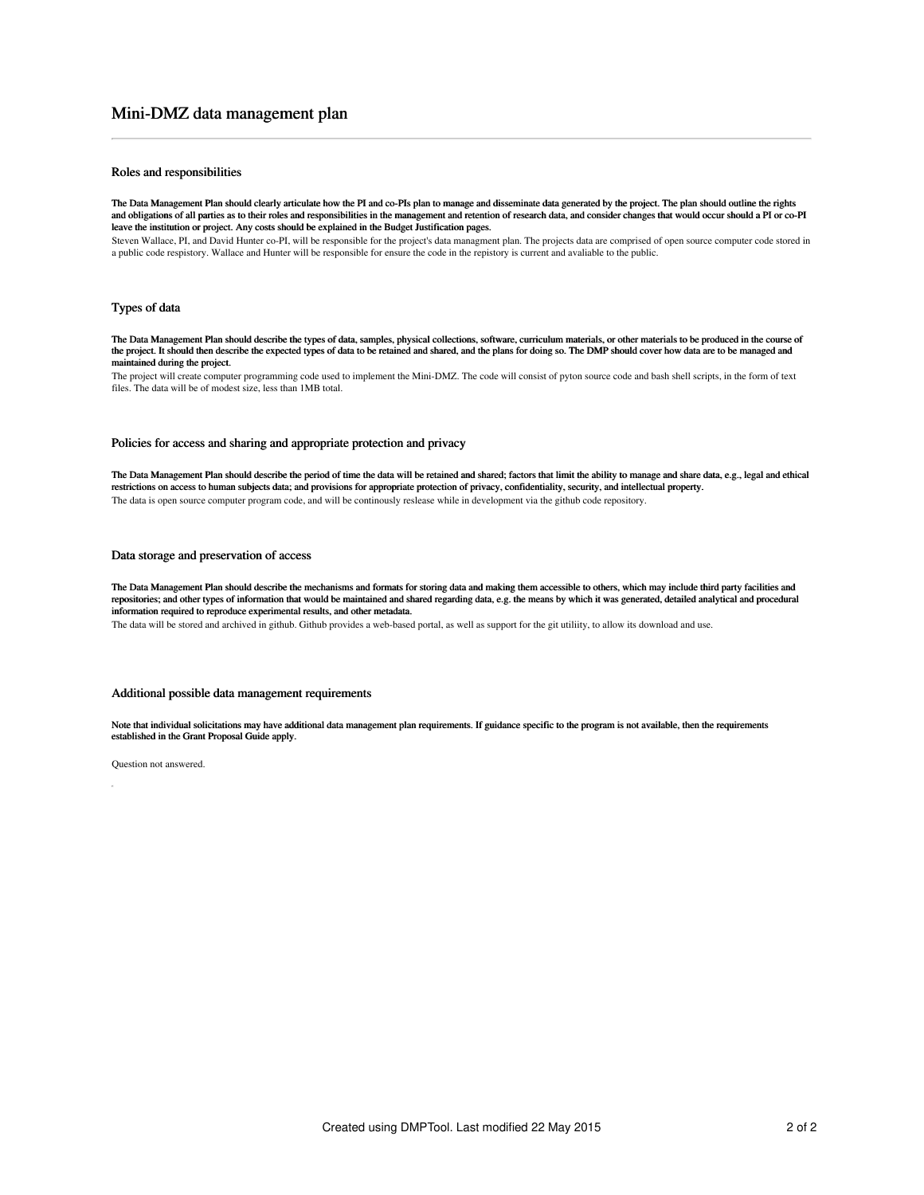# Mini-DMZ data management plan

## Roles and responsibilities

**The Data Management Plan should clearly articulate how the PI and co-PIs plan to manage and disseminate data generated by the project. The plan should outline the rights and obligations of all parties as to their roles and responsibilities in the management and retention of research data, and consider changes that would occur should a PI or co-PI leave the institution or project. Any costs should be explained in the Budget Justification pages.**

Steven Wallace, PI, and David Hunter co-PI, will be responsible for the project's data managment plan. The projects data are comprised of open source computer code stored in a public code respistory. Wallace and Hunter will be responsible for ensure the code in the repistory is current and avaliable to the public.

## Types of data

**The Data Management Plan should describe the types of data, samples, physical collections, software, curriculum materials, or other materials to be produced in the course of the project. It should then describe the expected types of data to be retained and shared, and the plans for doing so. The DMP should cover how data are to be managed and maintained during the project.**

The project will create computer programming code used to implement the Mini-DMZ. The code will consist of pyton source code and bash shell scripts, in the form of text files. The data will be of modest size, less than 1MB total.

## Policies for access and sharing and appropriate protection and privacy

**The Data Management Plan should describe the period of time the data will be retained and shared; factors that limit the ability to manage and share data, e.g., legal and ethical restrictions on access to human subjects data; and provisions for appropriate protection of privacy, confidentiality, security, and intellectual property.**

The data is open source computer program code, and will be continously reslease while in development via the github code repository.

## Data storage and preservation of access

**The Data Management Plan should describe the mechanisms and formats for storing data and making them accessible to others, which may include third party facilities and repositories; and other types of information that would be maintained and shared regarding data, e.g. the means by which it was generated, detailed analytical and procedural information required to reproduce experimental results, and other metadata.**

The data will be stored and archived in github. Github provides a web-based portal, as well as support for the git utiliity, to allow its download and use.

## Additional possible data management requirements

**Note that individual solicitations may have additional data management plan requirements. If guidance specific to the program is not available, then the requirements established in the Grant Proposal Guide apply.**

Question not answered.

Created using DMPTool. Last modified 22 May 2015